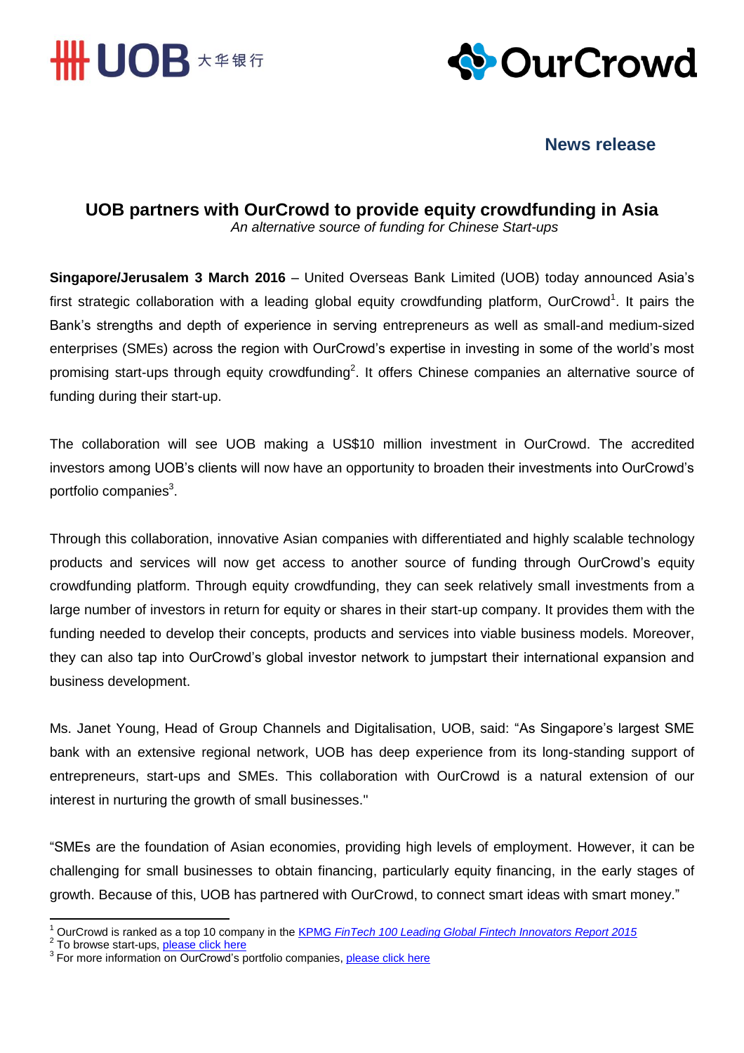UOB 大华银行

OurCrowd

**News release**

# UOB partners with OurCrowd to provide equity crowdfunding in Asia

*An alternative source of funding for Chinese Start-ups*

**Singapore/Jerusalem 3 March 2016** – United Overseas Bank Limited (UOB) today announced Asia's first strategic collaboration with a leading global equity crowdfunding platform, OurCrowd[1]. It pairs the Bank's strengths and depth of experience in serving entrepreneurs as well as small-and medium-sized enterprises (SMEs) across the region with OurCrowd's expertise in investing in some of the world's most promising start-ups through equity crowdfunding[2]. It offers Chinese companies an alternative source of funding during their start-up.

The collaboration will see UOB making a US$10 million investment in OurCrowd. The accredited investors among UOB's clients will now have an opportunity to broaden their investments into OurCrowd's portfolio companies[3].

Through this collaboration, innovative Asian companies with differentiated and highly scalable technology products and services will now get access to another source of funding through OurCrowd's equity crowdfunding platform. Through equity crowdfunding, they can seek relatively small investments from a large number of investors in return for equity or shares in their start-up company. It provides them with the funding needed to develop their concepts, products and services into viable business models. Moreover, they can also tap into OurCrowd's global investor network to jumpstart their international expansion and business development.

Ms. Janet Young, Head of Group Channels and Digitalisation, UOB, said: "As Singapore's largest SME bank with an extensive regional network, UOB has deep experience from its long-standing support of entrepreneurs, start-ups and SMEs. This collaboration with OurCrowd is a natural extension of our interest in nurturing the growth of small businesses."

"SMEs are the foundation of Asian economies, providing high levels of employment. However, it can be challenging for small businesses to obtain financing, particularly equity financing, in the early stages of growth. Because of this, UOB has partnered with OurCrowd, to connect smart ideas with smart money."

---

[1] OurCrowd is ranked as a top 10 company in the KPMG *FinTech 100 Leading Global Fintech Innovators Report 2015*

[2] To browse start-ups, please click here

[3] For more information on OurCrowd's portfolio companies, please click here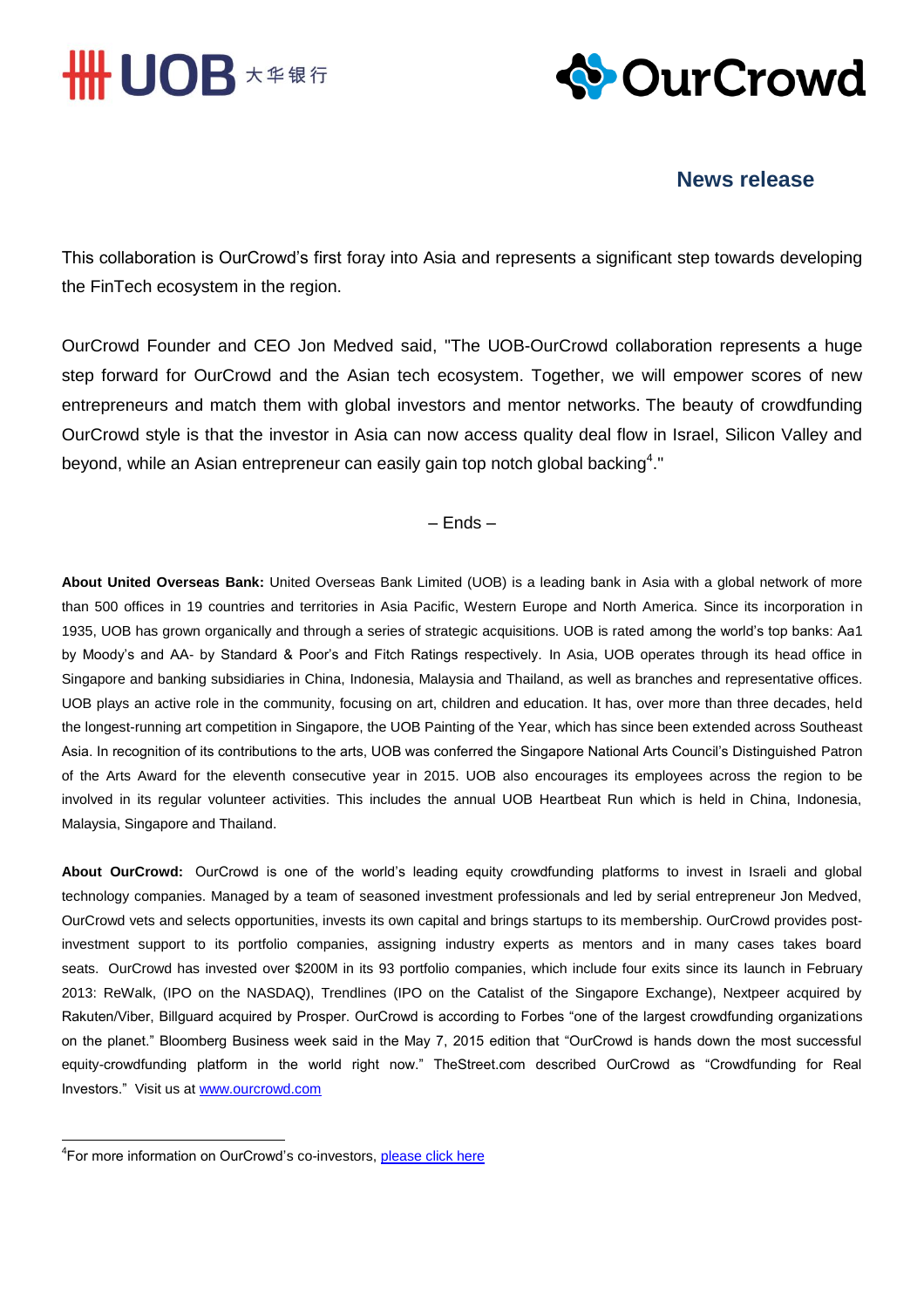This collaboration is OurCrowd's first foray into Asia and represents a significant step towards developing the FinTech ecosystem in the region.

OurCrowd Founder and CEO Jon Medved said, "The UOB-OurCrowd collaboration represents a huge step forward for OurCrowd and the Asian tech ecosystem. Together, we will empower scores of new entrepreneurs and match them with global investors and mentor networks. The beauty of crowdfunding OurCrowd style is that the investor in Asia can now access quality deal flow in Israel, Silicon Valley and beyond, while an Asian entrepreneur can easily gain top notch global backing[4]."

– Ends –

**About United Overseas Bank:** United Overseas Bank Limited (UOB) is a leading bank in Asia with a global network of more than 500 offices in 19 countries and territories in Asia Pacific, Western Europe and North America. Since its incorporation in 1935, UOB has grown organically and through a series of strategic acquisitions. UOB is rated among the world's top banks: Aa1 by Moody's and AA- by Standard & Poor's and Fitch Ratings respectively. In Asia, UOB operates through its head office in Singapore and banking subsidiaries in China, Indonesia, Malaysia and Thailand, as well as branches and representative offices. UOB plays an active role in the community, focusing on art, children and education. It has, over more than three decades, held the longest-running art competition in Singapore, the UOB Painting of the Year, which has since been extended across Southeast Asia. In recognition of its contributions to the arts, UOB was conferred the Singapore National Arts Council's Distinguished Patron of the Arts Award for the eleventh consecutive year in 2015. UOB also encourages its employees across the region to be involved in its regular volunteer activities. This includes the annual UOB Heartbeat Run which is held in China, Indonesia, Malaysia, Singapore and Thailand.

**About OurCrowd:** OurCrowd is one of the world's leading equity crowdfunding platforms to invest in Israeli and global technology companies. Managed by a team of seasoned investment professionals and led by serial entrepreneur Jon Medved, OurCrowd vets and selects opportunities, invests its own capital and brings startups to its membership. OurCrowd provides post-investment support to its portfolio companies, assigning industry experts as mentors and in many cases takes board seats. OurCrowd has invested over $200M in its 93 portfolio companies, which include four exits since its launch in February 2013: ReWalk, (IPO on the NASDAQ), Trendlines (IPO on the Catalist of the Singapore Exchange), Nextpeer acquired by Rakuten/Viber, Billguard acquired by Prosper. OurCrowd is according to Forbes "one of the largest crowdfunding organizations on the planet." Bloomberg Business week said in the May 7, 2015 edition that "OurCrowd is hands down the most successful equity-crowdfunding platform in the world right now." TheStreet.com described OurCrowd as "Crowdfunding for Real Investors." Visit us at [www.ourcrowd.com](www.ourcrowd.com)

---

[4] For more information on OurCrowd's co-investors, please click here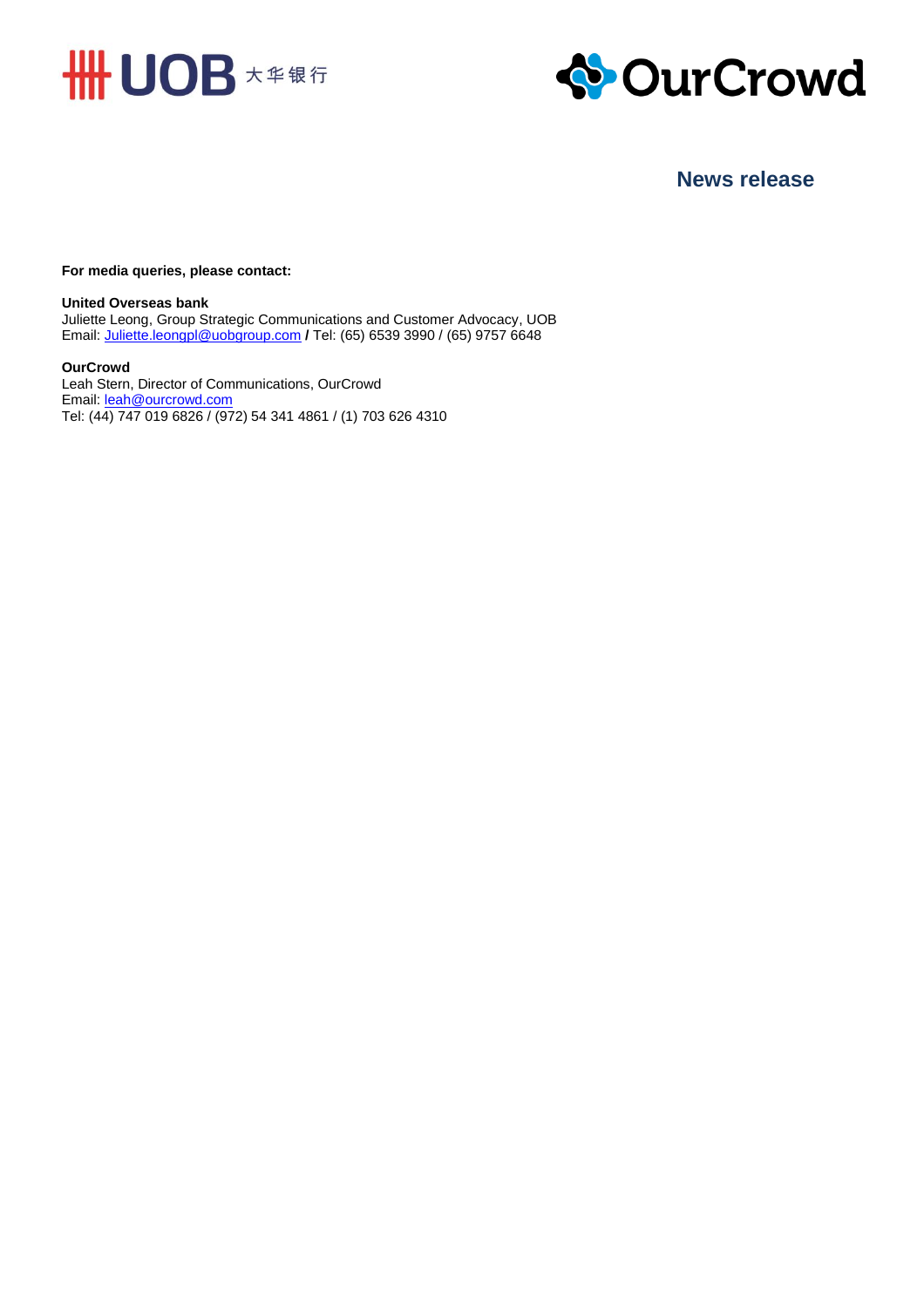**News release**

**For media queries, please contact:**

**United Overseas bank**
Juliette Leong, Group Strategic Communications and Customer Advocacy, UOB
Email: Juliette.leongpl@uobgroup.com **/** Tel: (65) 6539 3990 / (65) 9757 6648

**OurCrowd**
Leah Stern, Director of Communications, OurCrowd
Email: leah@ourcrowd.com
Tel: (44) 747 019 6826 / (972) 54 341 4861 / (1) 703 626 4310